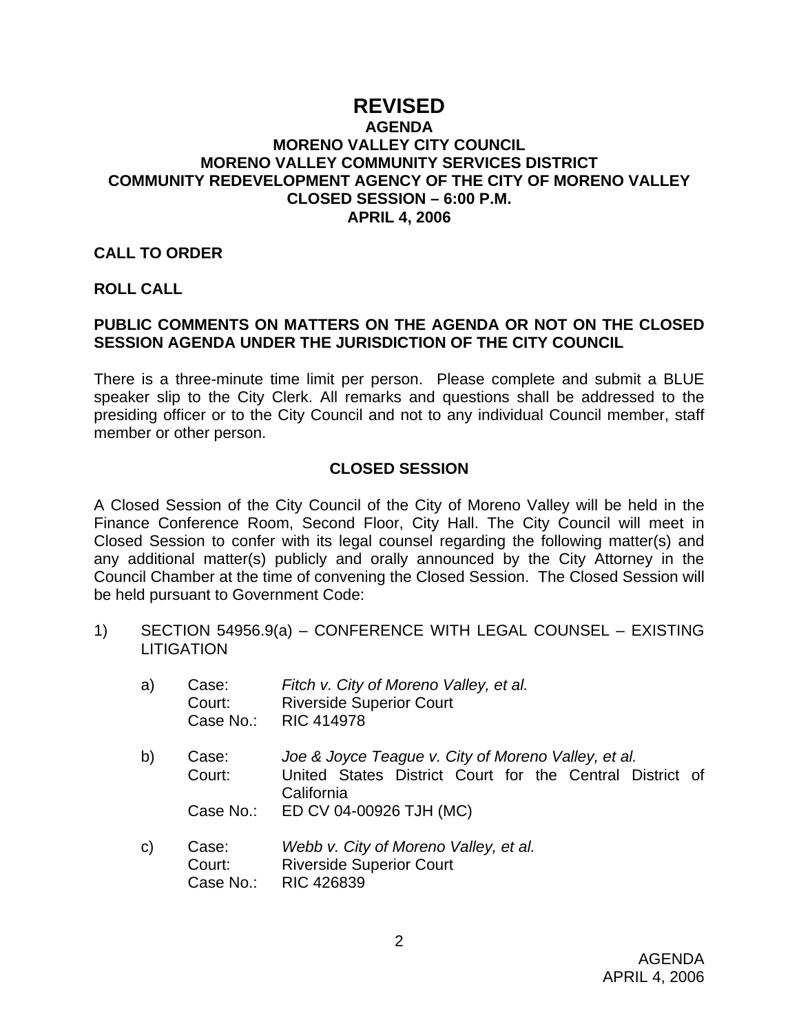# REVISED

## AGENDA
## MORENO VALLEY CITY COUNCIL
## MORENO VALLEY COMMUNITY SERVICES DISTRICT
## COMMUNITY REDEVELOPMENT AGENCY OF THE CITY OF MORENO VALLEY
## CLOSED SESSION – 6:00 P.M.
## APRIL 4, 2006

**CALL TO ORDER**

**ROLL CALL**

**PUBLIC COMMENTS ON MATTERS ON THE AGENDA OR NOT ON THE CLOSED SESSION AGENDA UNDER THE JURISDICTION OF THE CITY COUNCIL**

There is a three-minute time limit per person. Please complete and submit a BLUE speaker slip to the City Clerk. All remarks and questions shall be addressed to the presiding officer or to the City Council and not to any individual Council member, staff member or other person.

**CLOSED SESSION**

A Closed Session of the City Council of the City of Moreno Valley will be held in the Finance Conference Room, Second Floor, City Hall. The City Council will meet in Closed Session to confer with its legal counsel regarding the following matter(s) and any additional matter(s) publicly and orally announced by the City Attorney in the Council Chamber at the time of convening the Closed Session. The Closed Session will be held pursuant to Government Code:

1) SECTION 54956.9(a) – CONFERENCE WITH LEGAL COUNSEL – EXISTING LITIGATION

   a) Case: *Fitch v. City of Moreno Valley, et al.*
      Court: Riverside Superior Court
      Case No.: RIC 414978

   b) Case: *Joe & Joyce Teague v. City of Moreno Valley, et al.*
      Court: United States District Court for the Central District of California
      Case No.: ED CV 04-00926 TJH (MC)

   c) Case: *Webb v. City of Moreno Valley, et al.*
      Court: Riverside Superior Court
      Case No.: RIC 426839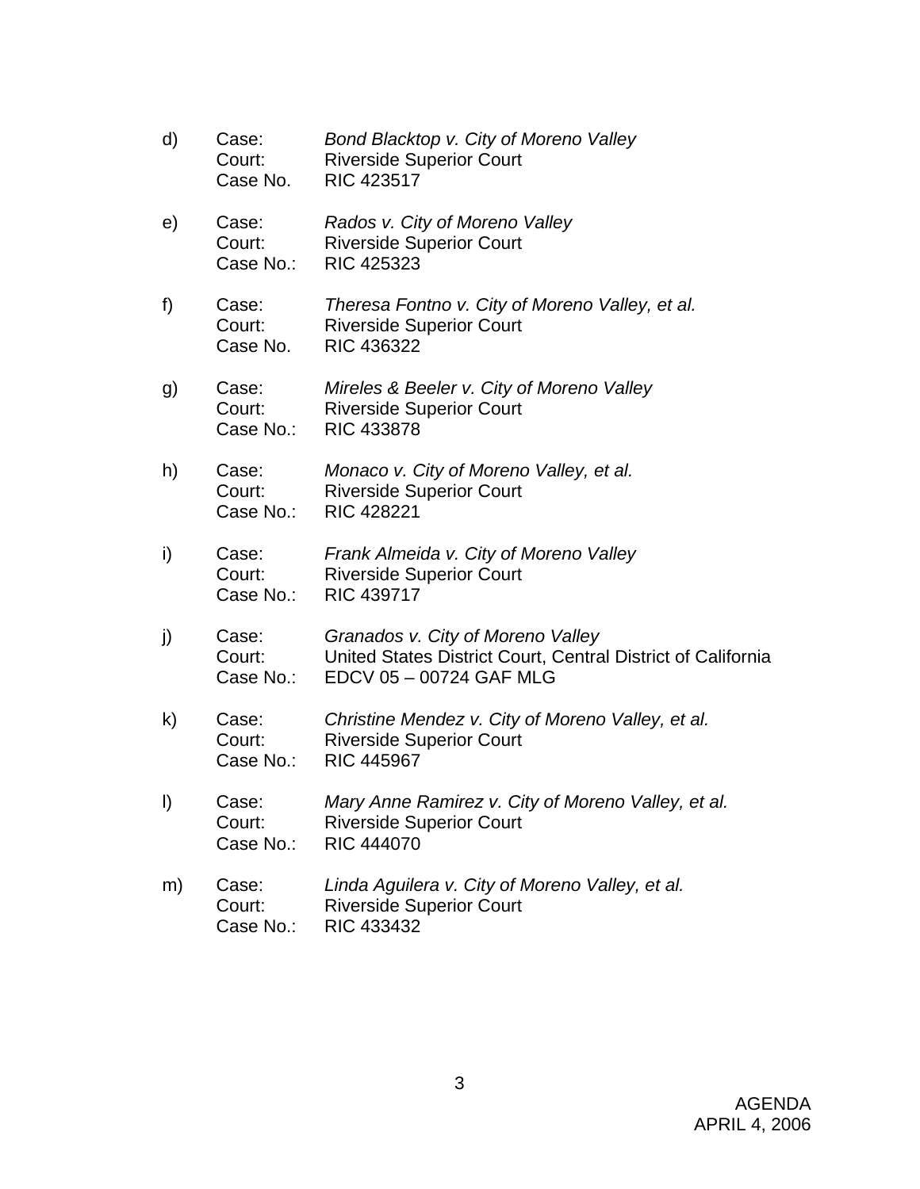d) Case: *Bond Blacktop v. City of Moreno Valley*
   Court: Riverside Superior Court
   Case No. RIC 423517

e) Case: *Rados v. City of Moreno Valley*
   Court: Riverside Superior Court
   Case No.: RIC 425323

f) Case: *Theresa Fontno v. City of Moreno Valley, et al.*
   Court: Riverside Superior Court
   Case No. RIC 436322

g) Case: *Mireles & Beeler v. City of Moreno Valley*
   Court: Riverside Superior Court
   Case No.: RIC 433878

h) Case: *Monaco v. City of Moreno Valley, et al.*
   Court: Riverside Superior Court
   Case No.: RIC 428221

i) Case: *Frank Almeida v. City of Moreno Valley*
   Court: Riverside Superior Court
   Case No.: RIC 439717

j) Case: *Granados v. City of Moreno Valley*
   Court: United States District Court, Central District of California
   Case No.: EDCV 05 – 00724 GAF MLG

k) Case: *Christine Mendez v. City of Moreno Valley, et al.*
   Court: Riverside Superior Court
   Case No.: RIC 445967

l) Case: *Mary Anne Ramirez v. City of Moreno Valley, et al.*
   Court: Riverside Superior Court
   Case No.: RIC 444070

m) Case: *Linda Aguilera v. City of Moreno Valley, et al.*
   Court: Riverside Superior Court
   Case No.: RIC 433432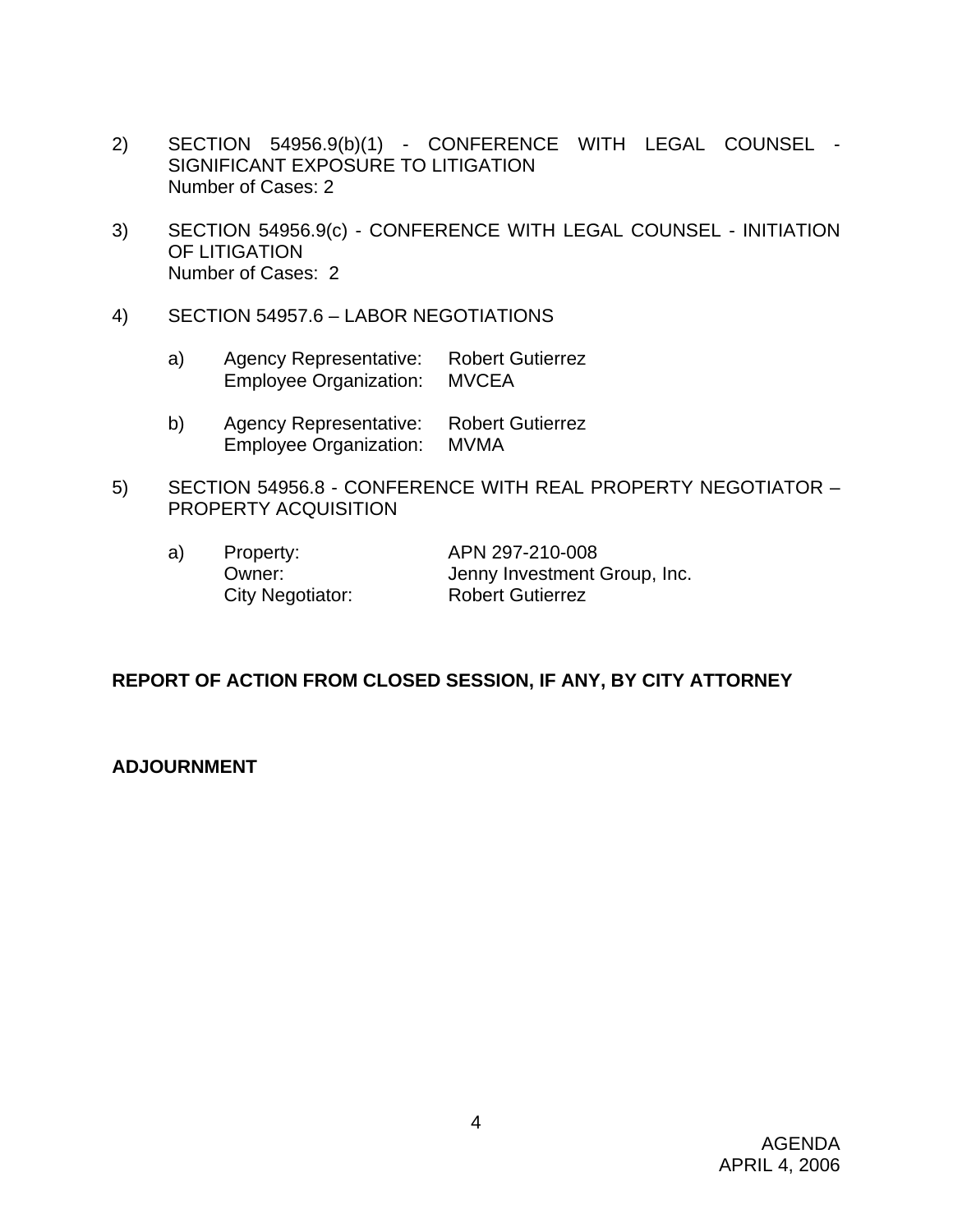2) SECTION 54956.9(b)(1) - CONFERENCE WITH LEGAL COUNSEL - SIGNIFICANT EXPOSURE TO LITIGATION
Number of Cases: 2

3) SECTION 54956.9(c) - CONFERENCE WITH LEGAL COUNSEL - INITIATION OF LITIGATION
Number of Cases: 2

4) SECTION 54957.6 – LABOR NEGOTIATIONS

   a) Agency Representative: Robert Gutierrez
      Employee Organization: MVCEA

   b) Agency Representative: Robert Gutierrez
      Employee Organization: MVMA

5) SECTION 54956.8 - CONFERENCE WITH REAL PROPERTY NEGOTIATOR – PROPERTY ACQUISITION

   a) Property: APN 297-210-008
      Owner: Jenny Investment Group, Inc.
      City Negotiator: Robert Gutierrez

**REPORT OF ACTION FROM CLOSED SESSION, IF ANY, BY CITY ATTORNEY**

**ADJOURNMENT**